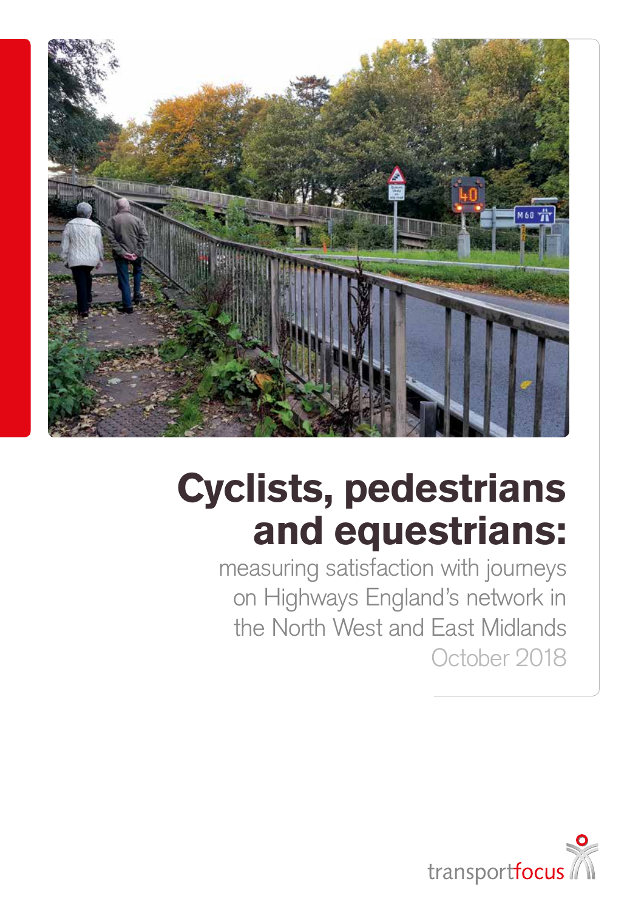# Cyclists, pedestrians and equestrians:

measuring satisfaction with journeys on Highways England's network in the North West and East Midlands

October 2018

transportfocus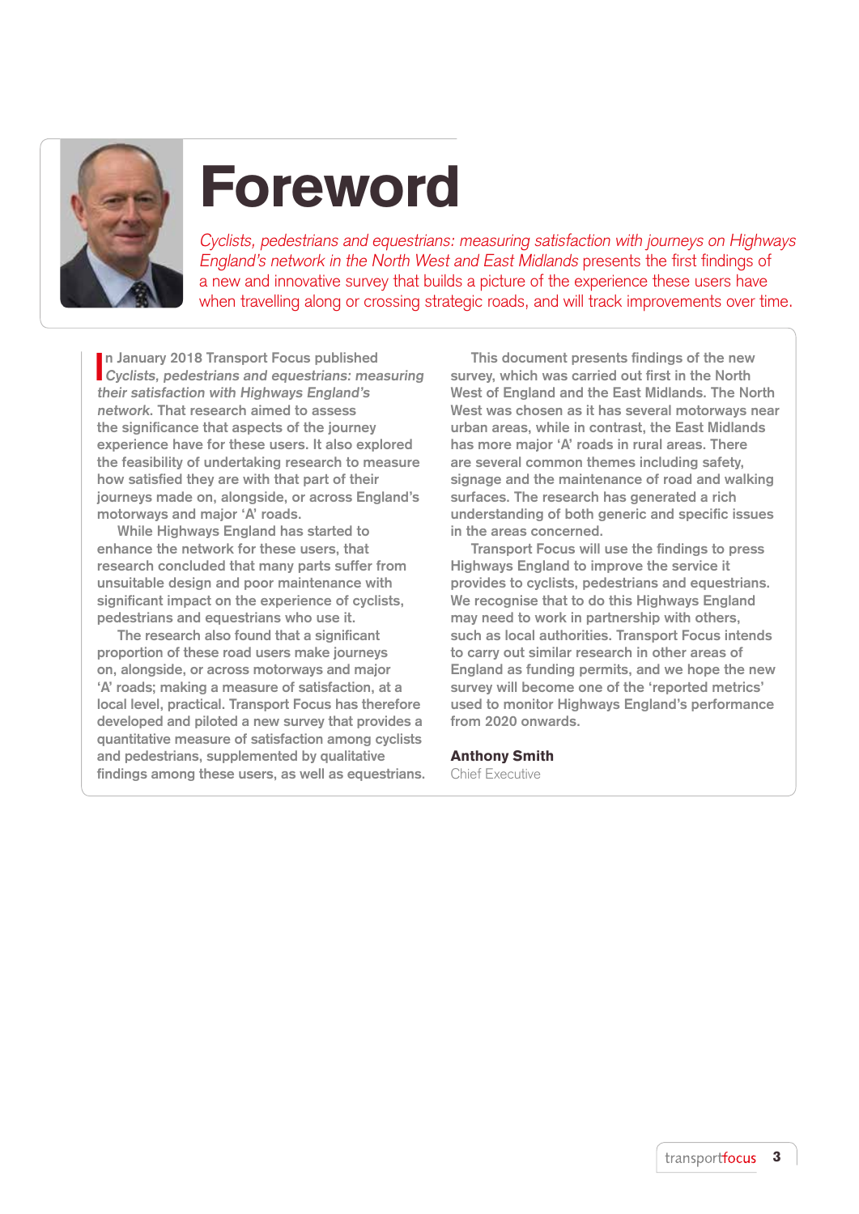# Foreword

*Cyclists, pedestrians and equestrians: measuring satisfaction with journeys on Highways England's network in the North West and East Midlands* presents the first findings of a new and innovative survey that builds a picture of the experience these users have when travelling along or crossing strategic roads, and will track improvements over time.

In January 2018 Transport Focus published *Cyclists, pedestrians and equestrians: measuring their satisfaction with Highways England's network*. That research aimed to assess the significance that aspects of the journey experience have for these users. It also explored the feasibility of undertaking research to measure how satisfied they are with that part of their journeys made on, alongside, or across England's motorways and major 'A' roads.

While Highways England has started to enhance the network for these users, that research concluded that many parts suffer from unsuitable design and poor maintenance with significant impact on the experience of cyclists, pedestrians and equestrians who use it.

The research also found that a significant proportion of these road users make journeys on, alongside, or across motorways and major 'A' roads; making a measure of satisfaction, at a local level, practical. Transport Focus has therefore developed and piloted a new survey that provides a quantitative measure of satisfaction among cyclists and pedestrians, supplemented by qualitative findings among these users, as well as equestrians.

This document presents findings of the new survey, which was carried out first in the North West of England and the East Midlands. The North West was chosen as it has several motorways near urban areas, while in contrast, the East Midlands has more major 'A' roads in rural areas. There are several common themes including safety, signage and the maintenance of road and walking surfaces. The research has generated a rich understanding of both generic and specific issues in the areas concerned.

Transport Focus will use the findings to press Highways England to improve the service it provides to cyclists, pedestrians and equestrians. We recognise that to do this Highways England may need to work in partnership with others, such as local authorities. Transport Focus intends to carry out similar research in other areas of England as funding permits, and we hope the new survey will become one of the 'reported metrics' used to monitor Highways England's performance from 2020 onwards.

**Anthony Smith**
Chief Executive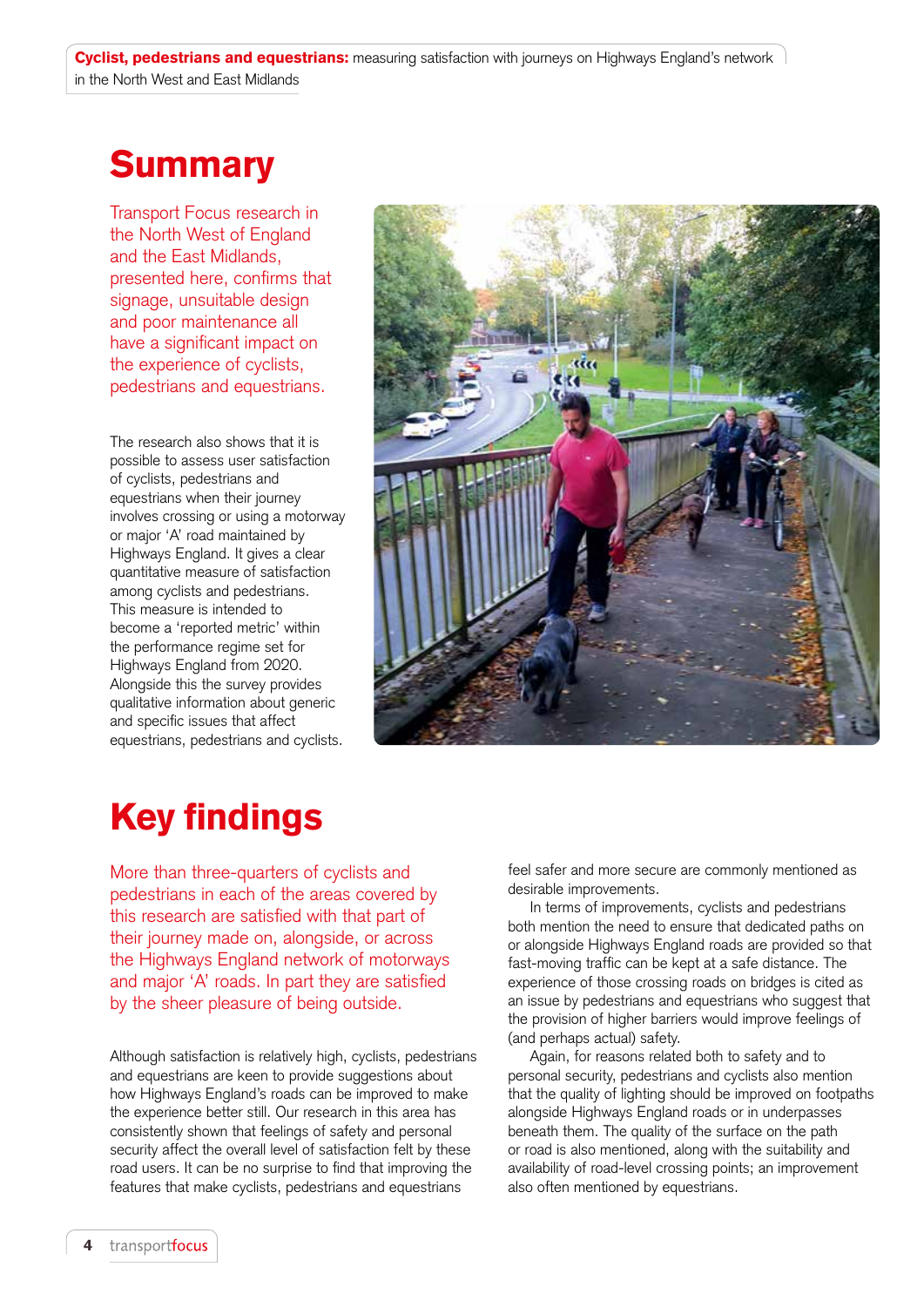# Summary

Transport Focus research in the North West of England and the East Midlands, presented here, confirms that signage, unsuitable design and poor maintenance all have a significant impact on the experience of cyclists, pedestrians and equestrians.

The research also shows that it is possible to assess user satisfaction of cyclists, pedestrians and equestrians when their journey involves crossing or using a motorway or major 'A' road maintained by Highways England. It gives a clear quantitative measure of satisfaction among cyclists and pedestrians. This measure is intended to become a 'reported metric' within the performance regime set for Highways England from 2020. Alongside this the survey provides qualitative information about generic and specific issues that affect equestrians, pedestrians and cyclists.

# Key findings

More than three-quarters of cyclists and pedestrians in each of the areas covered by this research are satisfied with that part of their journey made on, alongside, or across the Highways England network of motorways and major 'A' roads. In part they are satisfied by the sheer pleasure of being outside.

Although satisfaction is relatively high, cyclists, pedestrians and equestrians are keen to provide suggestions about how Highways England's roads can be improved to make the experience better still. Our research in this area has consistently shown that feelings of safety and personal security affect the overall level of satisfaction felt by these road users. It can be no surprise to find that improving the features that make cyclists, pedestrians and equestrians feel safer and more secure are commonly mentioned as desirable improvements.

In terms of improvements, cyclists and pedestrians both mention the need to ensure that dedicated paths on or alongside Highways England roads are provided so that fast-moving traffic can be kept at a safe distance. The experience of those crossing roads on bridges is cited as an issue by pedestrians and equestrians who suggest that the provision of higher barriers would improve feelings of (and perhaps actual) safety.

Again, for reasons related both to safety and to personal security, pedestrians and cyclists also mention that the quality of lighting should be improved on footpaths alongside Highways England roads or in underpasses beneath them. The quality of the surface on the path or road is also mentioned, along with the suitability and availability of road-level crossing points; an improvement also often mentioned by equestrians.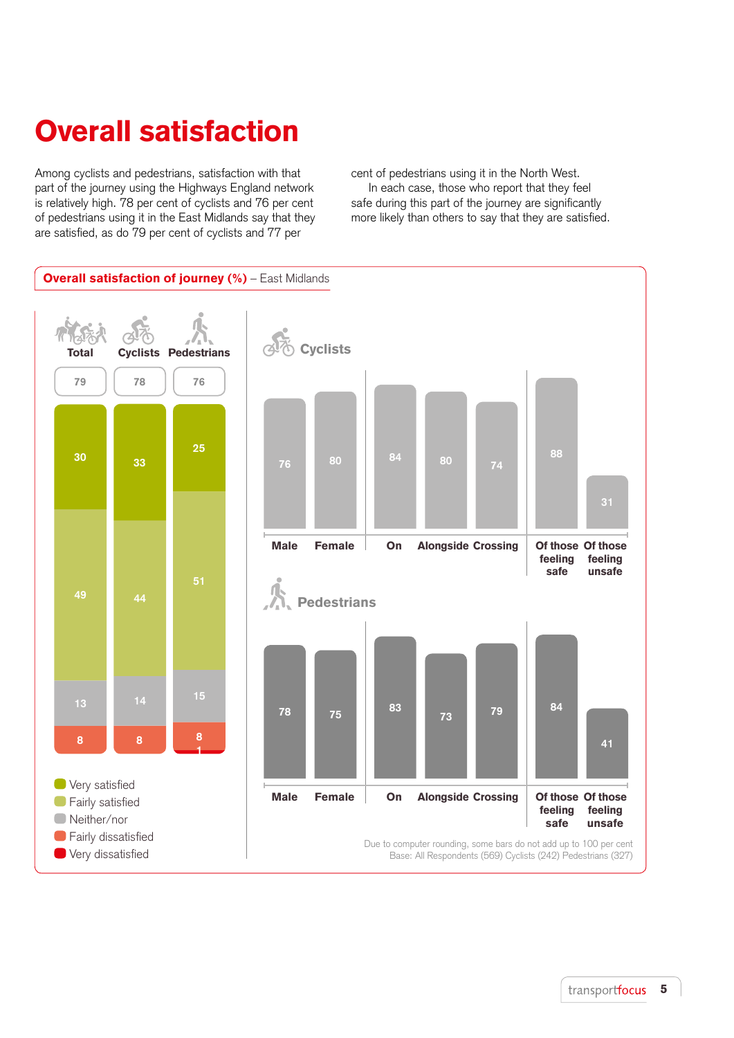# Overall satisfaction

Among cyclists and pedestrians, satisfaction with that part of the journey using the Highways England network is relatively high. 78 per cent of cyclists and 76 per cent of pedestrians using it in the East Midlands say that they are satisfied, as do 79 per cent of cyclists and 77 per cent of pedestrians using it in the North West.

In each case, those who report that they feel safe during this part of the journey are significantly more likely than others to say that they are satisfied.

**Overall satisfaction of journey (%)** – East Midlands

| | Total | Cyclists | Pedestrians |
|---|---|---|---|
| Satisfied (total) | 79 | 78 | 76 |
| Very satisfied | 30 | 33 | 25 |
| Fairly satisfied | 49 | 44 | 51 |
| Neither/nor | 13 | 14 | 15 |
| Fairly dissatisfied | 8 | 8 | 8 |
| Very dissatisfied | | | 1 |

**Cyclists**

| Male | Female | On | Alongside | Crossing | Of those feeling safe | Of those feeling unsafe |
|---|---|---|---|---|---|---|
| 76 | 80 | 84 | 80 | 74 | 88 | 31 |

**Pedestrians**

| Male | Female | On | Alongside | Crossing | Of those feeling safe | Of those feeling unsafe |
|---|---|---|---|---|---|---|
| 78 | 75 | 83 | 73 | 79 | 84 | 41 |

Due to computer rounding, some bars do not add up to 100 per cent
Base: All Respondents (569) Cyclists (242) Pedestrians (327)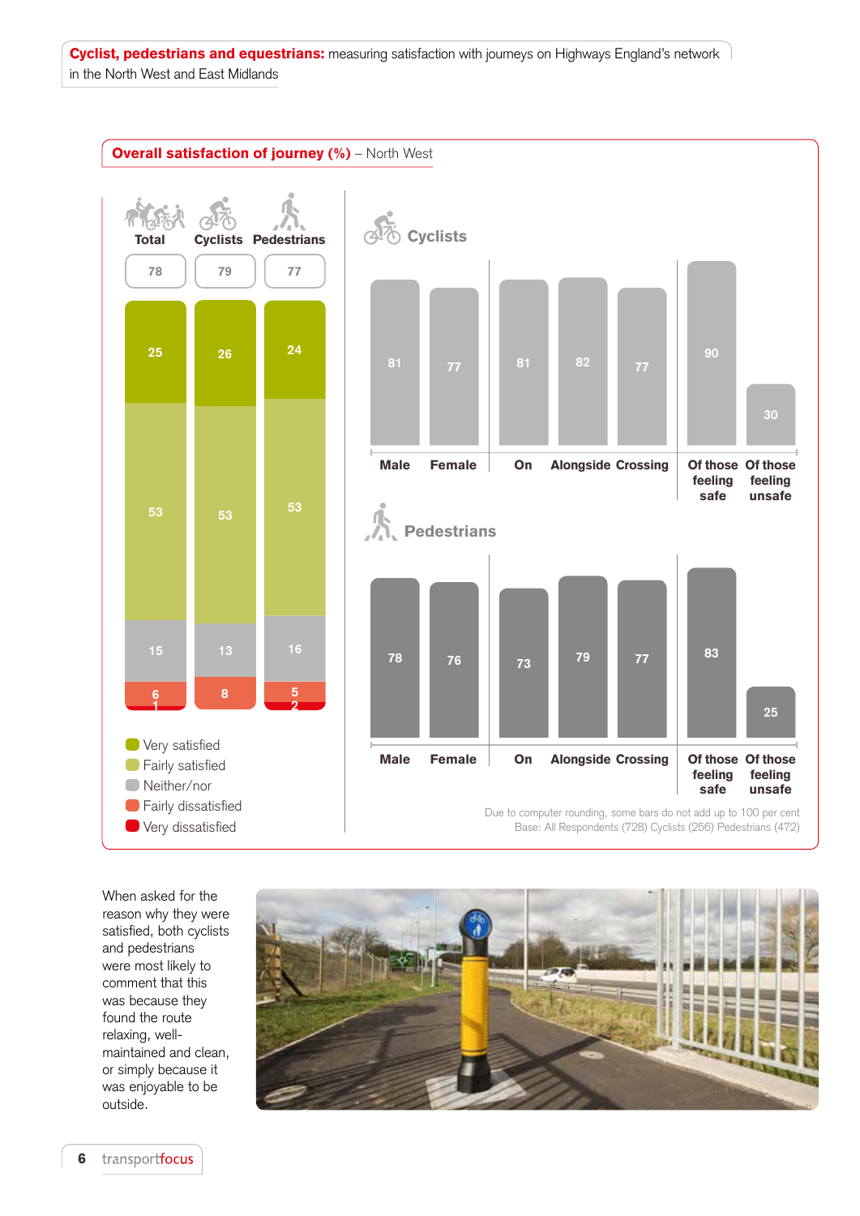**Cyclist, pedestrians and equestrians:** measuring satisfaction with journeys on Highways England's network in the North West and East Midlands

## Overall satisfaction of journey (%) – North West

| | Total | Cyclists | Pedestrians |
|---|---|---|---|
| Overall | 78 | 79 | 77 |
| Very satisfied | 25 | 26 | 24 |
| Fairly satisfied | 53 | 53 | 53 |
| Neither/nor | 15 | 13 | 16 |
| Fairly dissatisfied | 6 | 8 | 5 |
| Very dissatisfied | 1 | | 2 |

### Cyclists

| Male | Female | On | Alongside | Crossing | Of those feeling safe | Of those feeling unsafe |
|---|---|---|---|---|---|---|
| 81 | 77 | 81 | 82 | 77 | 90 | 30 |

### Pedestrians

| Male | Female | On | Alongside | Crossing | Of those feeling safe | Of those feeling unsafe |
|---|---|---|---|---|---|---|
| 78 | 76 | 73 | 79 | 77 | 83 | 25 |

Due to computer rounding, some bars do not add up to 100 per cent
Base: All Respondents (728) Cyclists (256) Pedestrians (472)

When asked for the reason why they were satisfied, both cyclists and pedestrians were most likely to comment that this was because they found the route relaxing, well-maintained and clean, or simply because it was enjoyable to be outside.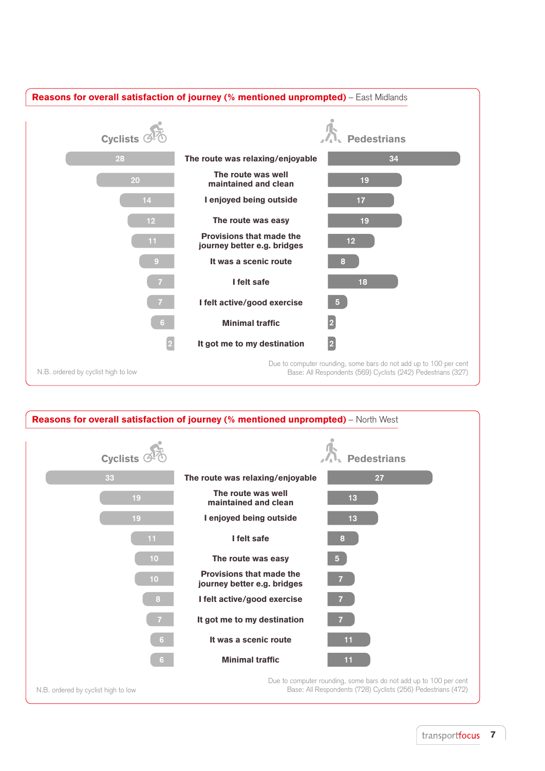## Reasons for overall satisfaction of journey (% mentioned unprompted) – East Midlands

| Cyclists | Reason | Pedestrians |
|---|---|---|
| 28 | The route was relaxing/enjoyable | 34 |
| 20 | The route was well maintained and clean | 19 |
| 14 | I enjoyed being outside | 17 |
| 12 | The route was easy | 19 |
| 11 | Provisions that made the journey better e.g. bridges | 12 |
| 9 | It was a scenic route | 8 |
| 7 | I felt safe | 18 |
| 7 | I felt active/good exercise | 5 |
| 6 | Minimal traffic | 2 |
| 2 | It got me to my destination | 2 |

N.B. ordered by cyclist high to low

Due to computer rounding, some bars do not add up to 100 per cent
Base: All Respondents (569) Cyclists (242) Pedestrians (327)

## Reasons for overall satisfaction of journey (% mentioned unprompted) – North West

| Cyclists | Reason | Pedestrians |
|---|---|---|
| 33 | The route was relaxing/enjoyable | 27 |
| 19 | The route was well maintained and clean | 13 |
| 19 | I enjoyed being outside | 13 |
| 11 | I felt safe | 8 |
| 10 | The route was easy | 5 |
| 10 | Provisions that made the journey better e.g. bridges | 7 |
| 8 | I felt active/good exercise | 7 |
| 7 | It got me to my destination | 7 |
| 6 | It was a scenic route | 11 |
| 6 | Minimal traffic | 11 |

N.B. ordered by cyclist high to low

Due to computer rounding, some bars do not add up to 100 per cent
Base: All Respondents (728) Cyclists (256) Pedestrians (472)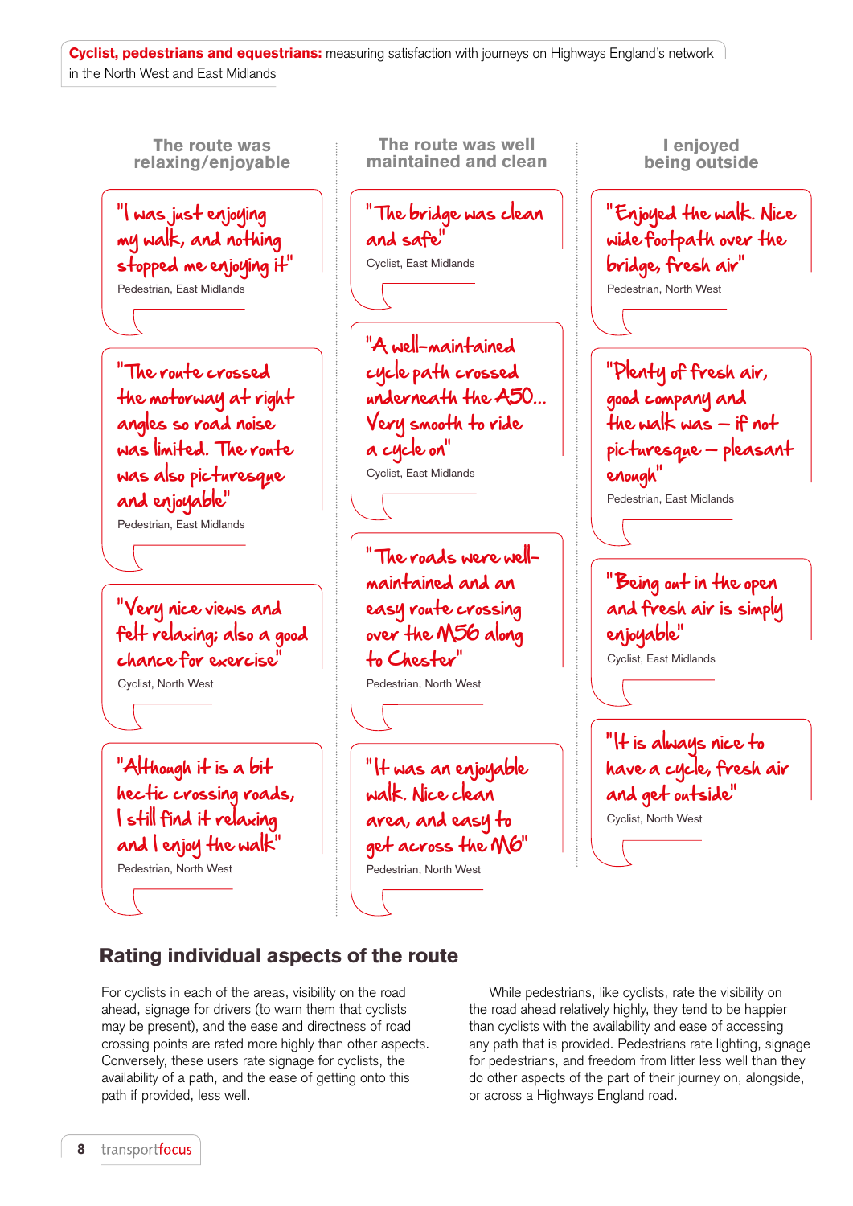**Cyclist, pedestrians and equestrians:** measuring satisfaction with journeys on Highways England's network in the North West and East Midlands

### The route was relaxing/enjoyable

"I was just enjoying my walk, and nothing stopped me enjoying it"
Pedestrian, East Midlands

"The route crossed the motorway at right angles so road noise was limited. The route was also picturesque and enjoyable"
Pedestrian, East Midlands

"Very nice views and felt relaxing; also a good chance for exercise"
Cyclist, North West

"Although it is a bit hectic crossing roads, I still find it relaxing and I enjoy the walk"
Pedestrian, North West

### The route was well maintained and clean

"The bridge was clean and safe"
Cyclist, East Midlands

"A well-maintained cycle path crossed underneath the A50... Very smooth to ride a cycle on"
Cyclist, East Midlands

"The roads were well-maintained and an easy route crossing over the M56 along to Chester"
Pedestrian, North West

"It was an enjoyable walk. Nice clean area, and easy to get across the M6"
Pedestrian, North West

### I enjoyed being outside

"Enjoyed the walk. Nice wide footpath over the bridge, fresh air"
Pedestrian, North West

"Plenty of fresh air, good company and the walk was – if not picturesque – pleasant enough"
Pedestrian, East Midlands

"Being out in the open and fresh air is simply enjoyable"
Cyclist, East Midlands

"It is always nice to have a cycle, fresh air and get outside"
Cyclist, North West

## Rating individual aspects of the route

For cyclists in each of the areas, visibility on the road ahead, signage for drivers (to warn them that cyclists may be present), and the ease and directness of road crossing points are rated more highly than other aspects. Conversely, these users rate signage for cyclists, the availability of a path, and the ease of getting onto this path if provided, less well.

While pedestrians, like cyclists, rate the visibility on the road ahead relatively highly, they tend to be happier than cyclists with the availability and ease of accessing any path that is provided. Pedestrians rate lighting, signage for pedestrians, and freedom from litter less well than they do other aspects of the part of their journey on, alongside, or across a Highways England road.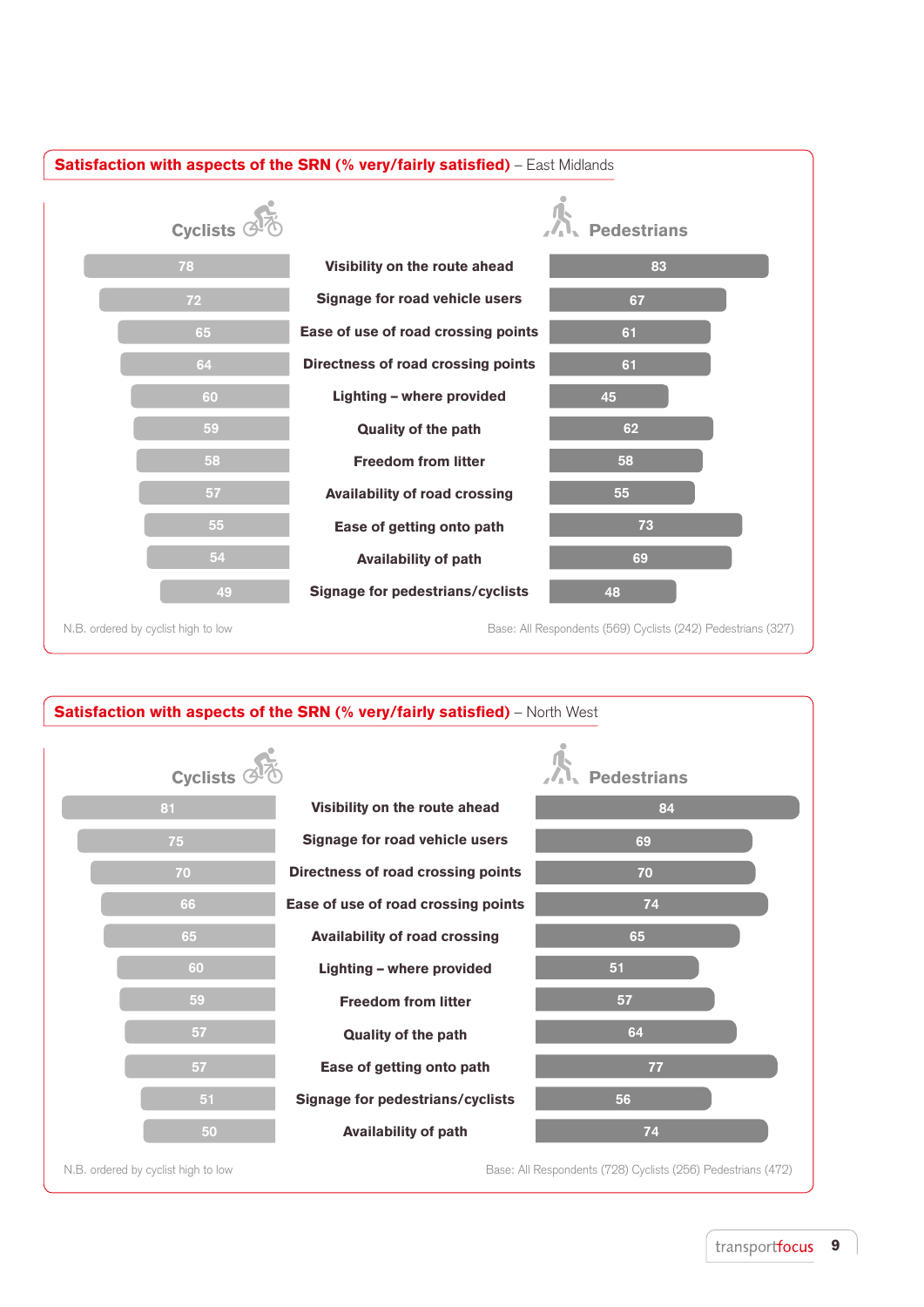## Satisfaction with aspects of the SRN (% very/fairly satisfied) – East Midlands

| Cyclists | Aspect | Pedestrians |
|---|---|---|
| 78 | Visibility on the route ahead | 83 |
| 72 | Signage for road vehicle users | 67 |
| 65 | Ease of use of road crossing points | 61 |
| 64 | Directness of road crossing points | 61 |
| 60 | Lighting – where provided | 45 |
| 59 | Quality of the path | 62 |
| 58 | Freedom from litter | 58 |
| 57 | Availability of road crossing | 55 |
| 55 | Ease of getting onto path | 73 |
| 54 | Availability of path | 69 |
| 49 | Signage for pedestrians/cyclists | 48 |

N.B. ordered by cyclist high to low

Base: All Respondents (569) Cyclists (242) Pedestrians (327)

## Satisfaction with aspects of the SRN (% very/fairly satisfied) – North West

| Cyclists | Aspect | Pedestrians |
|---|---|---|
| 81 | Visibility on the route ahead | 84 |
| 75 | Signage for road vehicle users | 69 |
| 70 | Directness of road crossing points | 70 |
| 66 | Ease of use of road crossing points | 74 |
| 65 | Availability of road crossing | 65 |
| 60 | Lighting – where provided | 51 |
| 59 | Freedom from litter | 57 |
| 57 | Quality of the path | 64 |
| 57 | Ease of getting onto path | 77 |
| 51 | Signage for pedestrians/cyclists | 56 |
| 50 | Availability of path | 74 |

N.B. ordered by cyclist high to low

Base: All Respondents (728) Cyclists (256) Pedestrians (472)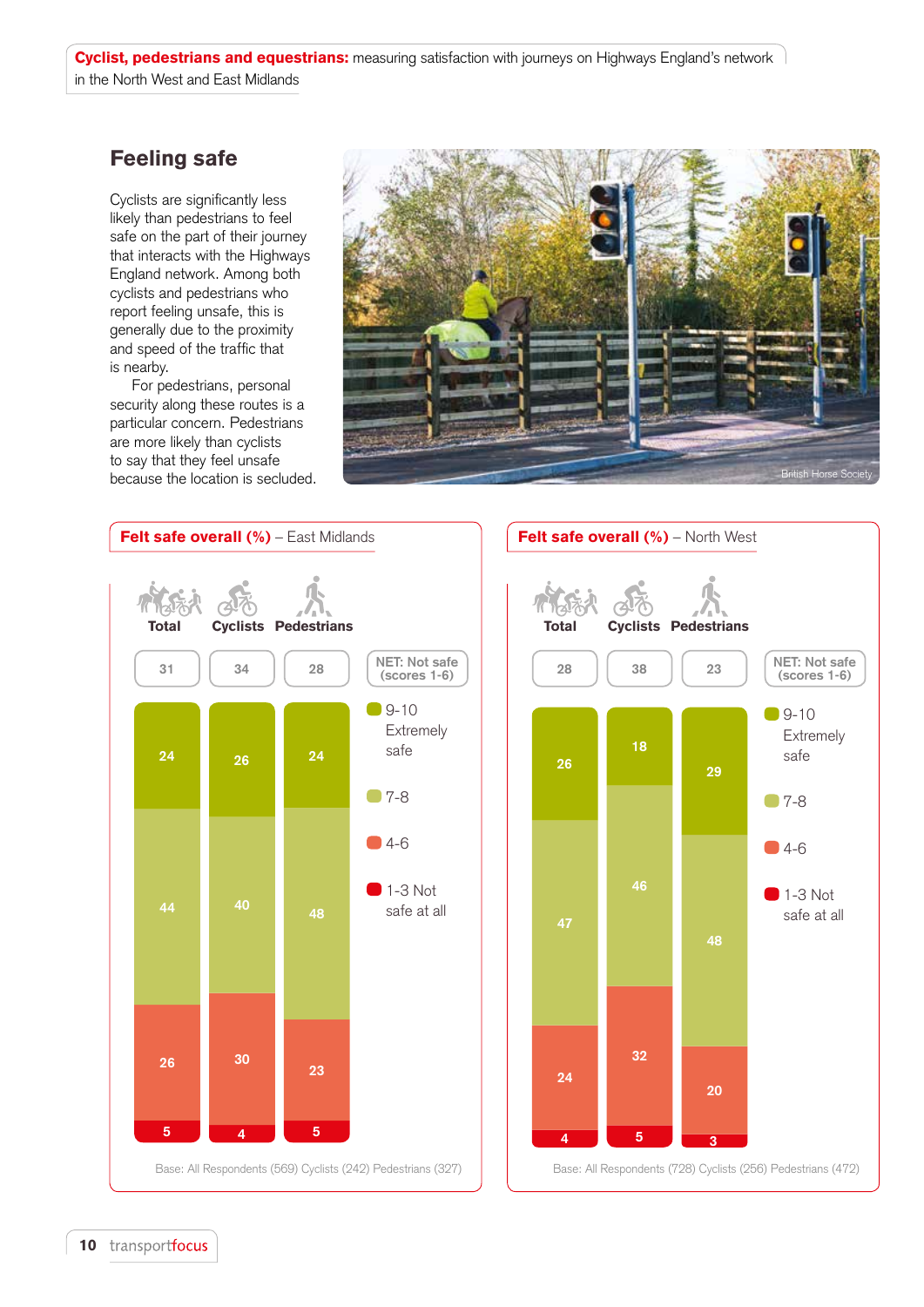## Feeling safe

Cyclists are significantly less likely than pedestrians to feel safe on the part of their journey that interacts with the Highways England network. Among both cyclists and pedestrians who report feeling unsafe, this is generally due to the proximity and speed of the traffic that is nearby.

For pedestrians, personal security along these routes is a particular concern. Pedestrians are more likely than cyclists to say that they feel unsafe because the location is secluded.

British Horse Society

**Felt safe overall (%)** – East Midlands

| | Total | Cyclists | Pedestrians |
|---|---|---|---|
| NET: Not safe (scores 1-6) | 31 | 34 | 28 |
| 9-10 Extremely safe | 24 | 26 | 24 |
| 7-8 | 44 | 40 | 48 |
| 4-6 | 26 | 30 | 23 |
| 1-3 Not safe at all | 5 | 4 | 5 |

Base: All Respondents (569) Cyclists (242) Pedestrians (327)

**Felt safe overall (%)** – North West

| | Total | Cyclists | Pedestrians |
|---|---|---|---|
| NET: Not safe (scores 1-6) | 28 | 38 | 23 |
| 9-10 Extremely safe | 26 | 18 | 29 |
| 7-8 | 47 | 46 | 48 |
| 4-6 | 24 | 32 | 20 |
| 1-3 Not safe at all | 4 | 5 | 3 |

Base: All Respondents (728) Cyclists (256) Pedestrians (472)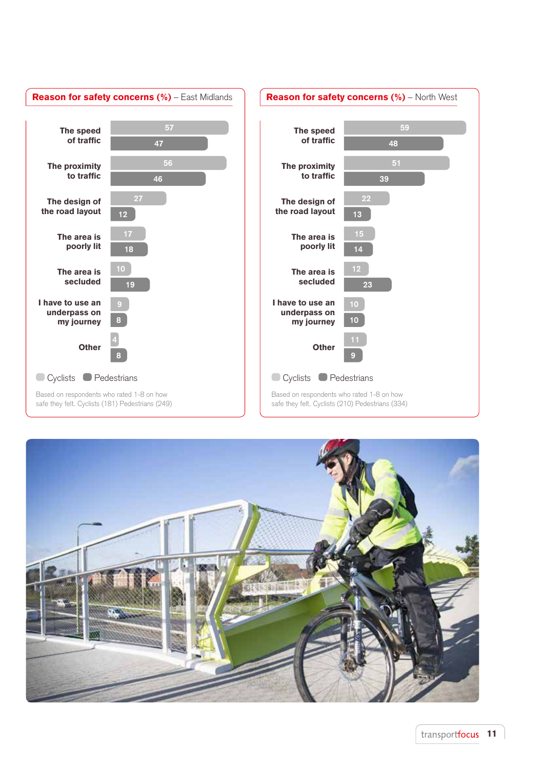## Reason for safety concerns (%) – East Midlands

| | Cyclists | Pedestrians |
|---|---|---|
| The speed of traffic | 57 | 47 |
| The proximity to traffic | 56 | 46 |
| The design of the road layout | 27 | 12 |
| The area is poorly lit | 17 | 18 |
| The area is secluded | 10 | 19 |
| I have to use an underpass on my journey | 9 | 8 |
| Other | 4 | 8 |

Based on respondents who rated 1-8 on how safe they felt. Cyclists (181) Pedestrians (249)

## Reason for safety concerns (%) – North West

| | Cyclists | Pedestrians |
|---|---|---|
| The speed of traffic | 59 | 48 |
| The proximity to traffic | 51 | 39 |
| The design of the road layout | 22 | 13 |
| The area is poorly lit | 15 | 14 |
| The area is secluded | 12 | 23 |
| I have to use an underpass on my journey | 10 | 10 |
| Other | 11 | 9 |

Based on respondents who rated 1-8 on how safe they felt. Cyclists (210) Pedestrians (334)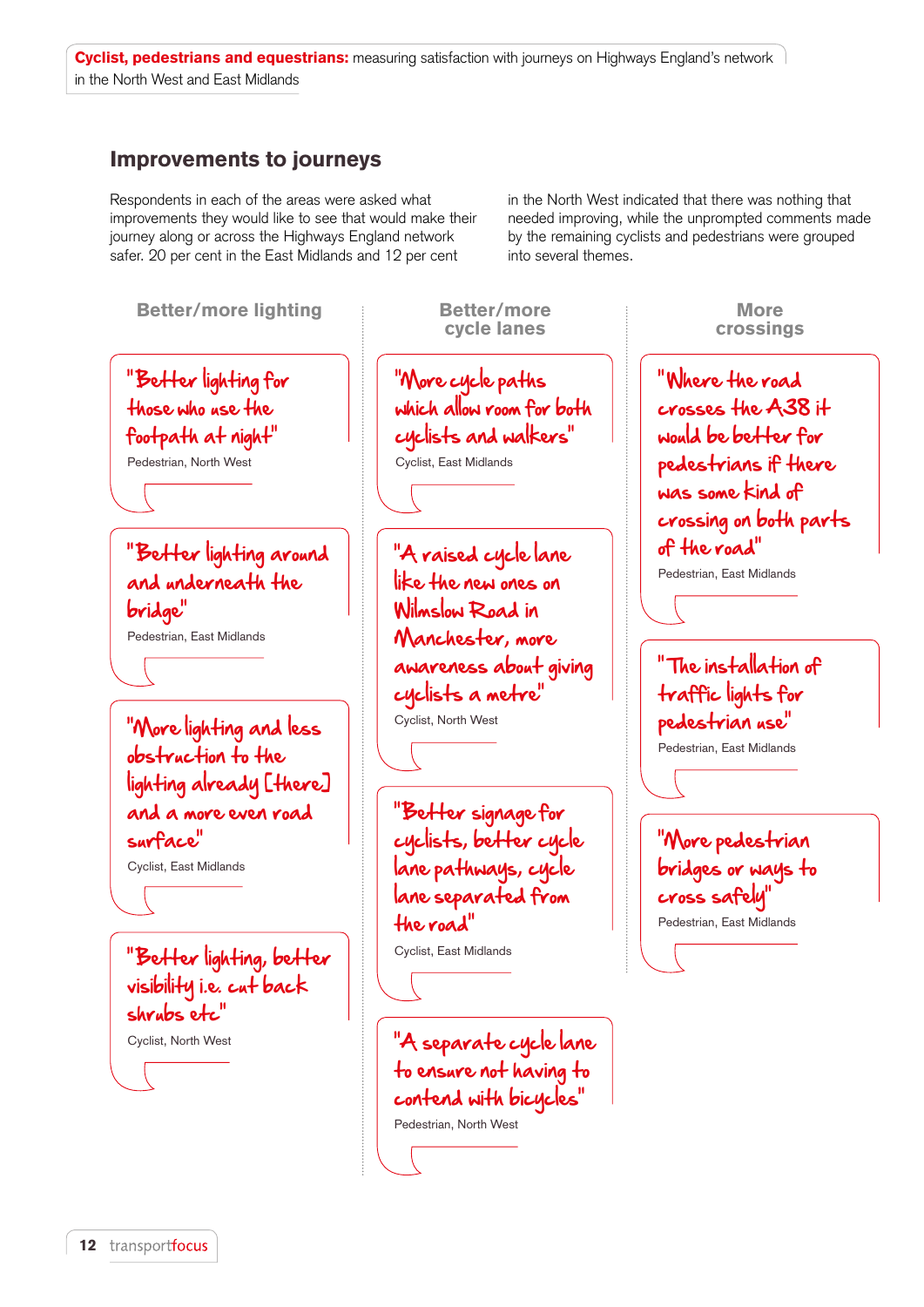## Improvements to journeys

Respondents in each of the areas were asked what improvements they would like to see that would make their journey along or across the Highways England network safer. 20 per cent in the East Midlands and 12 per cent in the North West indicated that there was nothing that needed improving, while the unprompted comments made by the remaining cyclists and pedestrians were grouped into several themes.

### Better/more lighting

"Better lighting for those who use the footpath at night"
Pedestrian, North West

"Better lighting around and underneath the bridge"
Pedestrian, East Midlands

"More lighting and less obstruction to the lighting already [there] and a more even road surface"
Cyclist, East Midlands

"Better lighting, better visibility i.e. cut back shrubs etc"
Cyclist, North West

### Better/more cycle lanes

"More cycle paths which allow room for both cyclists and walkers"
Cyclist, East Midlands

"A raised cycle lane like the new ones on Wilmslow Road in Manchester, more awareness about giving cyclists a metre"
Cyclist, North West

"Better signage for cyclists, better cycle lane pathways, cycle lane separated from the road"
Cyclist, East Midlands

"A separate cycle lane to ensure not having to contend with bicycles"
Pedestrian, North West

### More crossings

"Where the road crosses the A38 it would be better for pedestrians if there was some kind of crossing on both parts of the road"
Pedestrian, East Midlands

"The installation of traffic lights for pedestrian use"
Pedestrian, East Midlands

"More pedestrian bridges or ways to cross safely"
Pedestrian, East Midlands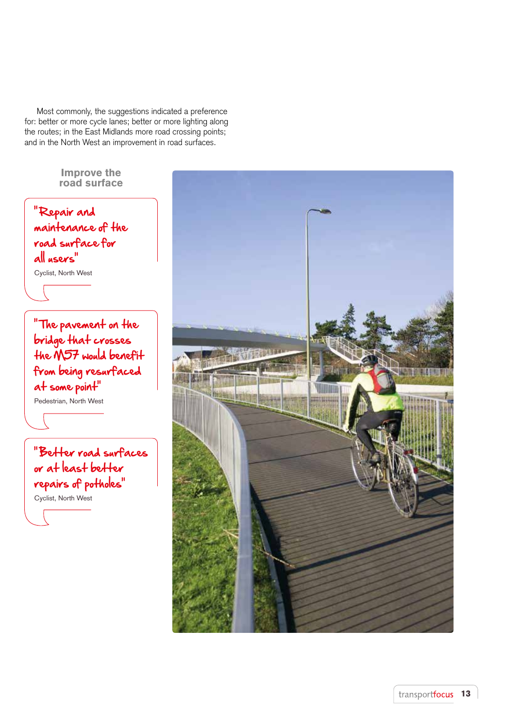Most commonly, the suggestions indicated a preference for: better or more cycle lanes; better or more lighting along the routes; in the East Midlands more road crossing points; and in the North West an improvement in road surfaces.

### Improve the road surface

"Repair and maintenance of the road surface for all users"

Cyclist, North West

"The pavement on the bridge that crosses the M57 would benefit from being resurfaced at some point"

Pedestrian, North West

"Better road surfaces or at least better repairs of potholes"

Cyclist, North West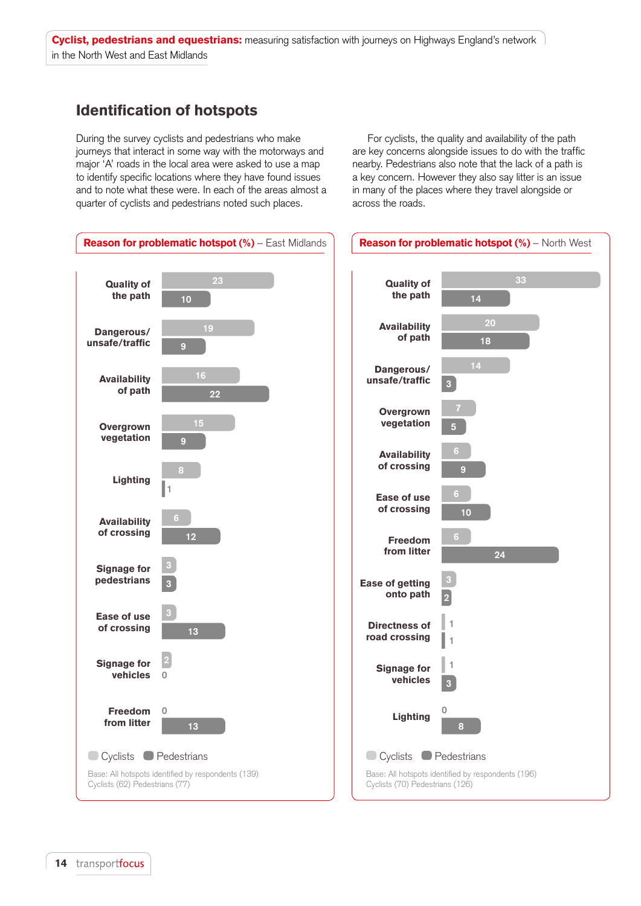## Identification of hotspots

During the survey cyclists and pedestrians who make journeys that interact in some way with the motorways and major 'A' roads in the local area were asked to use a map to identify specific locations where they have found issues and to note what these were. In each of the areas almost a quarter of cyclists and pedestrians noted such places.

For cyclists, the quality and availability of the path are key concerns alongside issues to do with the traffic nearby. Pedestrians also note that the lack of a path is a key concern. However they also say litter is an issue in many of the places where they travel alongside or across the roads.

**Reason for problematic hotspot (%)** – East Midlands

| | Cyclists | Pedestrians |
|---|---|---|
| Quality of the path | 23 | 10 |
| Dangerous/ unsafe/traffic | 19 | 9 |
| Availability of path | 16 | 22 |
| Overgrown vegetation | 15 | 9 |
| Lighting | 8 | 1 |
| Availability of crossing | 6 | 12 |
| Signage for pedestrians | 3 | 3 |
| Ease of use of crossing | 3 | 13 |
| Signage for vehicles | 2 | 0 |
| Freedom from litter | 0 | 13 |

Base: All hotspots identified by respondents (139)
Cyclists (62) Pedestrians (77)

**Reason for problematic hotspot (%)** – North West

| | Cyclists | Pedestrians |
|---|---|---|
| Quality of the path | 33 | 14 |
| Availability of path | 20 | 18 |
| Dangerous/ unsafe/traffic | 14 | 3 |
| Overgrown vegetation | 7 | 5 |
| Availability of crossing | 6 | 9 |
| Ease of use of crossing | 6 | 10 |
| Freedom from litter | 6 | 24 |
| Ease of getting onto path | 3 | 2 |
| Directness of road crossing | 1 | 1 |
| Signage for vehicles | 1 | 3 |
| Lighting | 0 | 8 |

Base: All hotspots identified by respondents (196)
Cyclists (70) Pedestrians (126)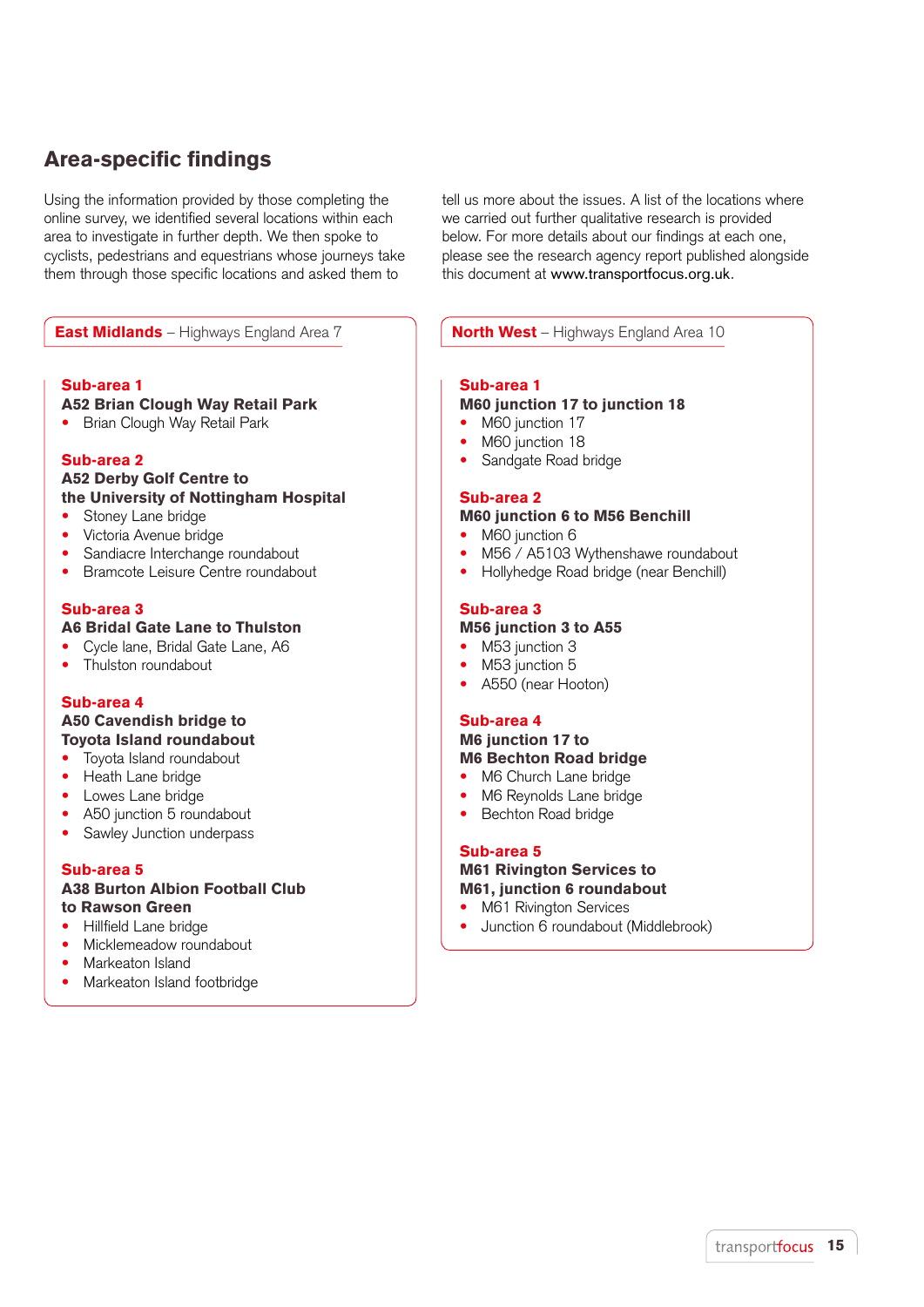## Area-specific findings

Using the information provided by those completing the online survey, we identified several locations within each area to investigate in further depth. We then spoke to cyclists, pedestrians and equestrians whose journeys take them through those specific locations and asked them to tell us more about the issues. A list of the locations where we carried out further qualitative research is provided below. For more details about our findings at each one, please see the research agency report published alongside this document at www.transportfocus.org.uk.

### East Midlands – Highways England Area 7

**Sub-area 1**
**A52 Brian Clough Way Retail Park**
- Brian Clough Way Retail Park

**Sub-area 2**
**A52 Derby Golf Centre to the University of Nottingham Hospital**
- Stoney Lane bridge
- Victoria Avenue bridge
- Sandiacre Interchange roundabout
- Bramcote Leisure Centre roundabout

**Sub-area 3**
**A6 Bridal Gate Lane to Thulston**
- Cycle lane, Bridal Gate Lane, A6
- Thulston roundabout

**Sub-area 4**
**A50 Cavendish bridge to Toyota Island roundabout**
- Toyota Island roundabout
- Heath Lane bridge
- Lowes Lane bridge
- A50 junction 5 roundabout
- Sawley Junction underpass

**Sub-area 5**
**A38 Burton Albion Football Club to Rawson Green**
- Hillfield Lane bridge
- Micklemeadow roundabout
- Markeaton Island
- Markeaton Island footbridge

### North West – Highways England Area 10

**Sub-area 1**
**M60 junction 17 to junction 18**
- M60 junction 17
- M60 junction 18
- Sandgate Road bridge

**Sub-area 2**
**M60 junction 6 to M56 Benchill**
- M60 junction 6
- M56 / A5103 Wythenshawe roundabout
- Hollyhedge Road bridge (near Benchill)

**Sub-area 3**
**M56 junction 3 to A55**
- M53 junction 3
- M53 junction 5
- A550 (near Hooton)

**Sub-area 4**
**M6 junction 17 to M6 Bechton Road bridge**
- M6 Church Lane bridge
- M6 Reynolds Lane bridge
- Bechton Road bridge

**Sub-area 5**
**M61 Rivington Services to M61, junction 6 roundabout**
- M61 Rivington Services
- Junction 6 roundabout (Middlebrook)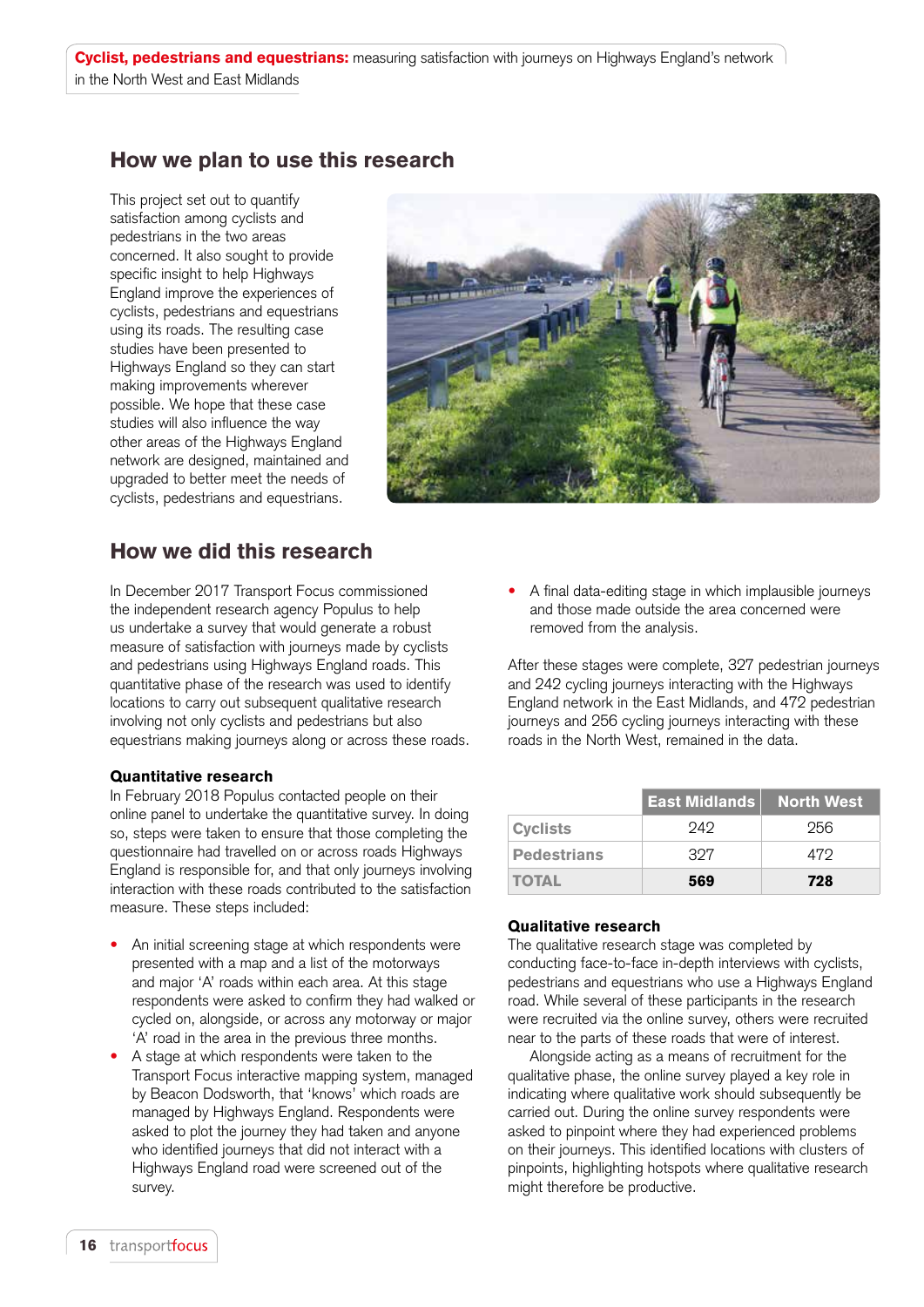## How we plan to use this research

This project set out to quantify satisfaction among cyclists and pedestrians in the two areas concerned. It also sought to provide specific insight to help Highways England improve the experiences of cyclists, pedestrians and equestrians using its roads. The resulting case studies have been presented to Highways England so they can start making improvements wherever possible. We hope that these case studies will also influence the way other areas of the Highways England network are designed, maintained and upgraded to better meet the needs of cyclists, pedestrians and equestrians.

## How we did this research

In December 2017 Transport Focus commissioned the independent research agency Populus to help us undertake a survey that would generate a robust measure of satisfaction with journeys made by cyclists and pedestrians using Highways England roads. This quantitative phase of the research was used to identify locations to carry out subsequent qualitative research involving not only cyclists and pedestrians but also equestrians making journeys along or across these roads.

### Quantitative research

In February 2018 Populus contacted people on their online panel to undertake the quantitative survey. In doing so, steps were taken to ensure that those completing the questionnaire had travelled on or across roads Highways England is responsible for, and that only journeys involving interaction with these roads contributed to the satisfaction measure. These steps included:

- An initial screening stage at which respondents were presented with a map and a list of the motorways and major 'A' roads within each area. At this stage respondents were asked to confirm they had walked or cycled on, alongside, or across any motorway or major 'A' road in the area in the previous three months.
- A stage at which respondents were taken to the Transport Focus interactive mapping system, managed by Beacon Dodsworth, that 'knows' which roads are managed by Highways England. Respondents were asked to plot the journey they had taken and anyone who identified journeys that did not interact with a Highways England road were screened out of the survey.
- A final data-editing stage in which implausible journeys and those made outside the area concerned were removed from the analysis.

After these stages were complete, 327 pedestrian journeys and 242 cycling journeys interacting with the Highways England network in the East Midlands, and 472 pedestrian journeys and 256 cycling journeys interacting with these roads in the North West, remained in the data.

| | East Midlands | North West |
|---|---|---|
| Cyclists | 242 | 256 |
| Pedestrians | 327 | 472 |
| TOTAL | **569** | **728** |

### Qualitative research

The qualitative research stage was completed by conducting face-to-face in-depth interviews with cyclists, pedestrians and equestrians who use a Highways England road. While several of these participants in the research were recruited via the online survey, others were recruited near to the parts of these roads that were of interest.

Alongside acting as a means of recruitment for the qualitative phase, the online survey played a key role in indicating where qualitative work should subsequently be carried out. During the online survey respondents were asked to pinpoint where they had experienced problems on their journeys. This identified locations with clusters of pinpoints, highlighting hotspots where qualitative research might therefore be productive.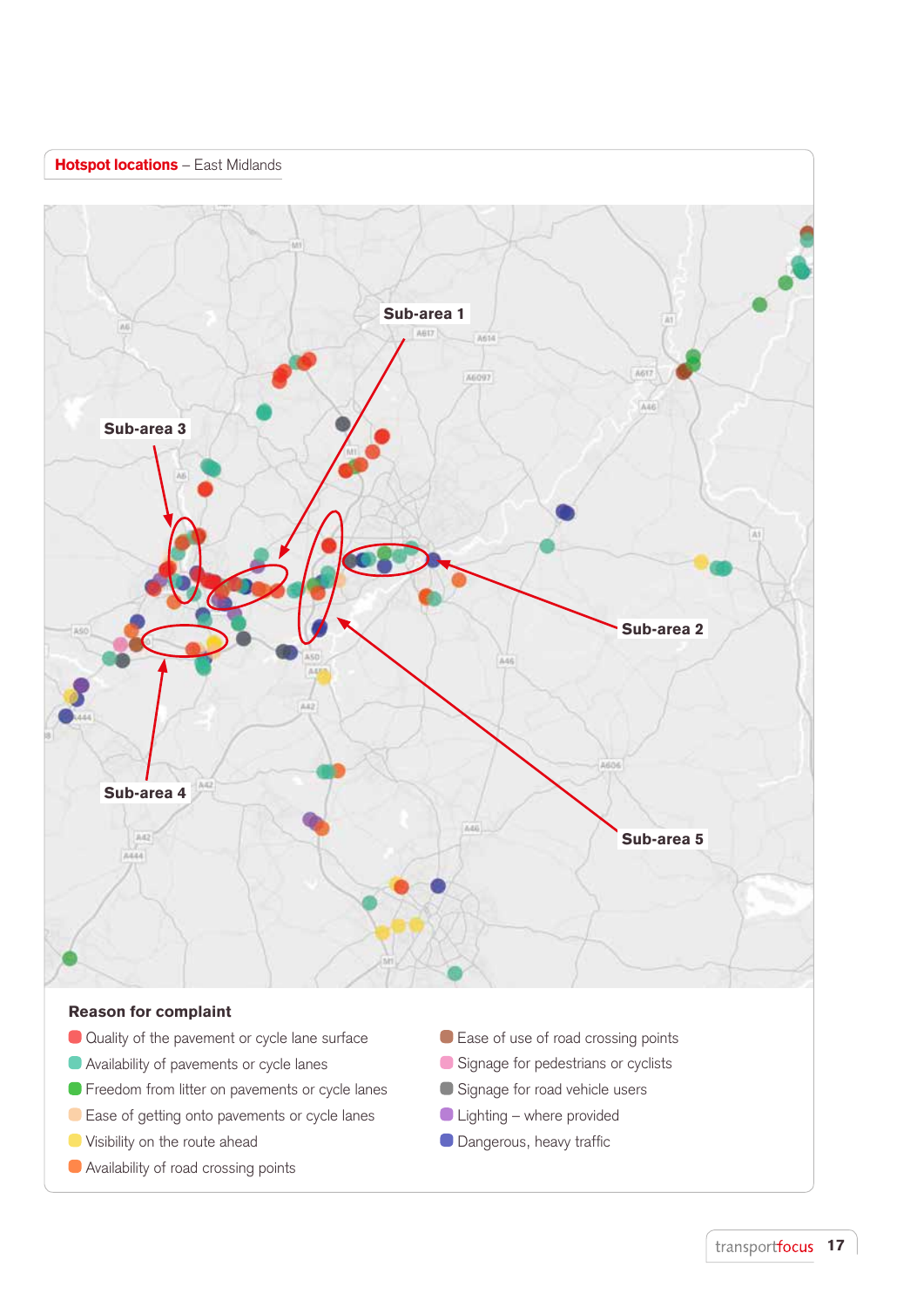**Hotspot locations** – East Midlands

Sub-area 1

Sub-area 2

Sub-area 3

Sub-area 4

Sub-area 5

**Reason for complaint**

- Quality of the pavement or cycle lane surface
- Availability of pavements or cycle lanes
- Freedom from litter on pavements or cycle lanes
- Ease of getting onto pavements or cycle lanes
- Visibility on the route ahead
- Availability of road crossing points
- Ease of use of road crossing points
- Signage for pedestrians or cyclists
- Signage for road vehicle users
- Lighting – where provided
- Dangerous, heavy traffic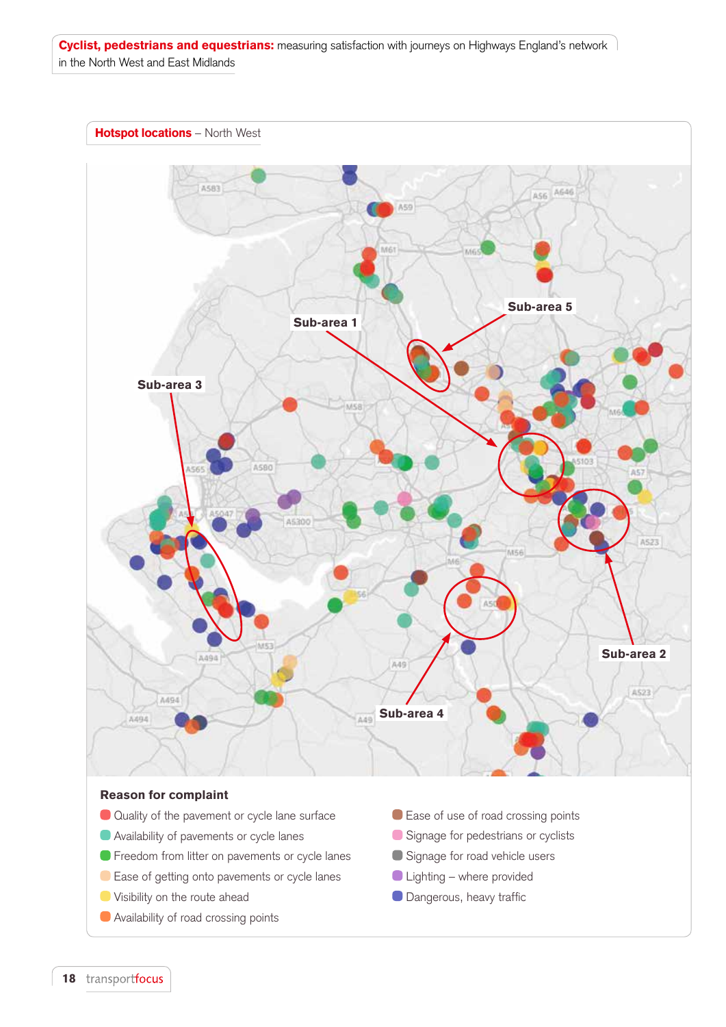## Hotspot locations – North West

Sub-area 1

Sub-area 2

Sub-area 3

Sub-area 4

Sub-area 5

**Reason for complaint**

- Quality of the pavement or cycle lane surface
- Availability of pavements or cycle lanes
- Freedom from litter on pavements or cycle lanes
- Ease of getting onto pavements or cycle lanes
- Visibility on the route ahead
- Availability of road crossing points
- Ease of use of road crossing points
- Signage for pedestrians or cyclists
- Signage for road vehicle users
- Lighting – where provided
- Dangerous, heavy traffic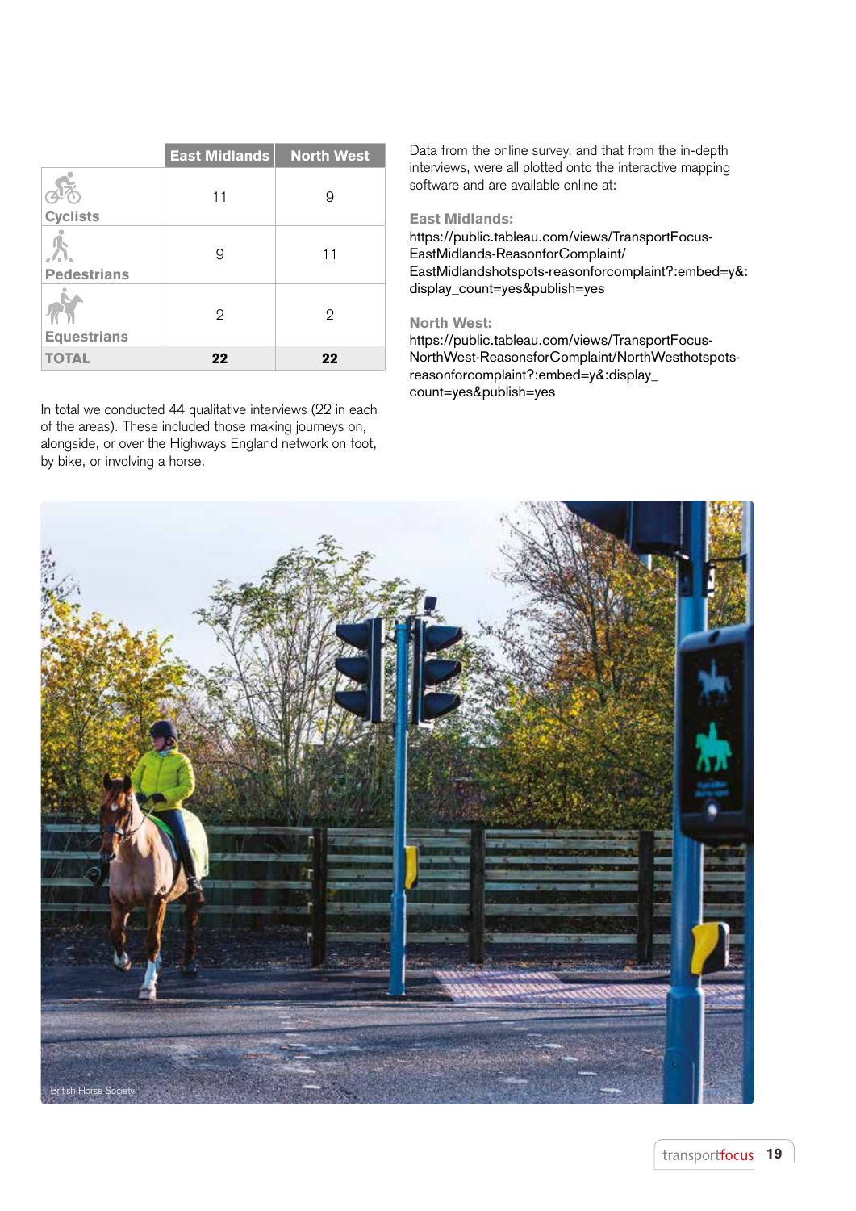| | East Midlands | North West |
|---|---|---|
| Cyclists | 11 | 9 |
| Pedestrians | 9 | 11 |
| Equestrians | 2 | 2 |
| **TOTAL** | **22** | **22** |

In total we conducted 44 qualitative interviews (22 in each of the areas). These included those making journeys on, alongside, or over the Highways England network on foot, by bike, or involving a horse.

Data from the online survey, and that from the in-depth interviews, were all plotted onto the interactive mapping software and are available online at:

**East Midlands:**
https://public.tableau.com/views/TransportFocus-EastMidlands-ReasonforComplaint/EastMidlandshotspots-reasonforcomplaint?:embed=y&:display_count=yes&publish=yes

**North West:**
https://public.tableau.com/views/TransportFocus-NorthWest-ReasonsforComplaint/NorthWesthotspots-reasonforcomplaint?:embed=y&:display_count=yes&publish=yes

British Horse Society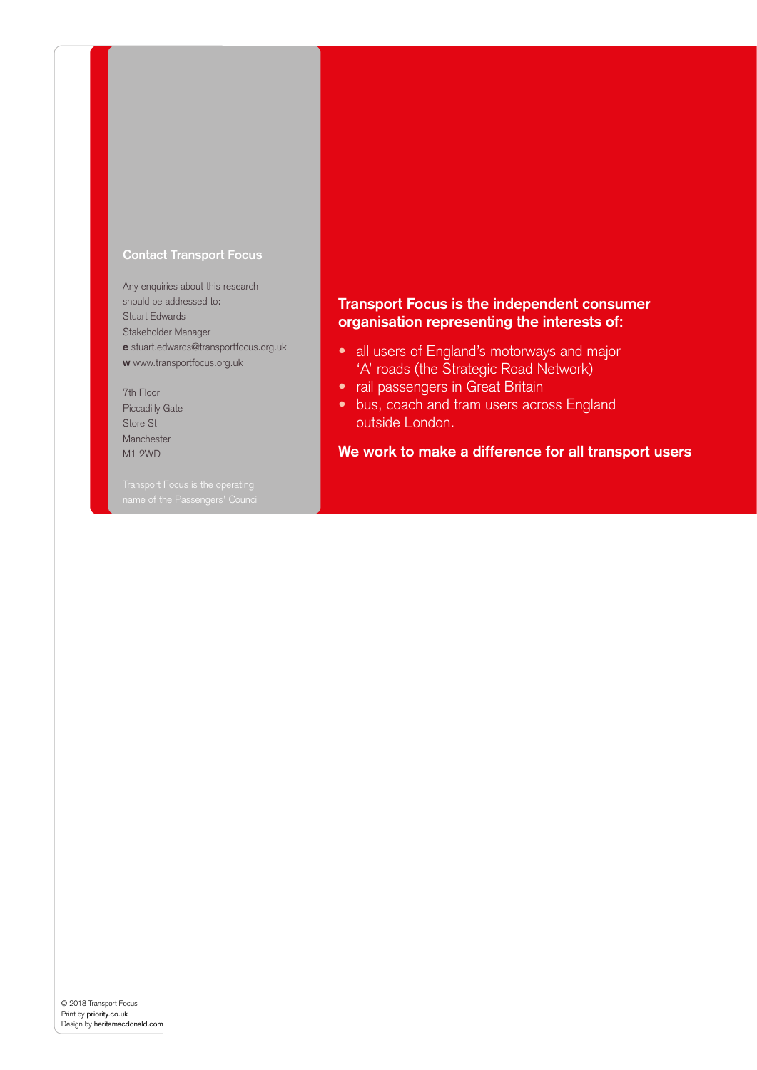## Contact Transport Focus

Any enquiries about this research should be addressed to:
Stuart Edwards
Stakeholder Manager
**e** stuart.edwards@transportfocus.org.uk
**w** www.transportfocus.org.uk

7th Floor
Piccadilly Gate
Store St
Manchester
M1 2WD

Transport Focus is the operating name of the Passengers' Council

**Transport Focus is the independent consumer organisation representing the interests of:**

- all users of England's motorways and major 'A' roads (the Strategic Road Network)
- rail passengers in Great Britain
- bus, coach and tram users across England outside London.

**We work to make a difference for all transport users**

© 2018 Transport Focus
Print by priority.co.uk
Design by heritamacdonald.com